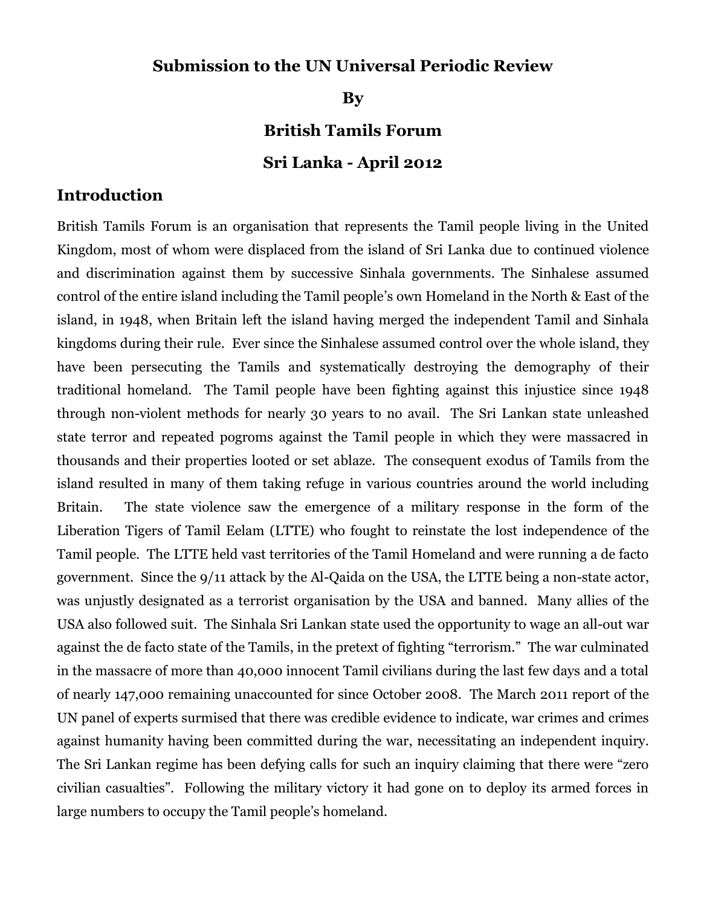# Submission to the UN Universal Periodic Review

**By**

**British Tamils Forum**

**Sri Lanka - April 2012**

## Introduction

British Tamils Forum is an organisation that represents the Tamil people living in the United Kingdom, most of whom were displaced from the island of Sri Lanka due to continued violence and discrimination against them by successive Sinhala governments. The Sinhalese assumed control of the entire island including the Tamil people's own Homeland in the North & East of the island, in 1948, when Britain left the island having merged the independent Tamil and Sinhala kingdoms during their rule. Ever since the Sinhalese assumed control over the whole island, they have been persecuting the Tamils and systematically destroying the demography of their traditional homeland. The Tamil people have been fighting against this injustice since 1948 through non-violent methods for nearly 30 years to no avail. The Sri Lankan state unleashed state terror and repeated pogroms against the Tamil people in which they were massacred in thousands and their properties looted or set ablaze. The consequent exodus of Tamils from the island resulted in many of them taking refuge in various countries around the world including Britain. The state violence saw the emergence of a military response in the form of the Liberation Tigers of Tamil Eelam (LTTE) who fought to reinstate the lost independence of the Tamil people. The LTTE held vast territories of the Tamil Homeland and were running a de facto government. Since the 9/11 attack by the Al-Qaida on the USA, the LTTE being a non-state actor, was unjustly designated as a terrorist organisation by the USA and banned. Many allies of the USA also followed suit. The Sinhala Sri Lankan state used the opportunity to wage an all-out war against the de facto state of the Tamils, in the pretext of fighting "terrorism." The war culminated in the massacre of more than 40,000 innocent Tamil civilians during the last few days and a total of nearly 147,000 remaining unaccounted for since October 2008. The March 2011 report of the UN panel of experts surmised that there was credible evidence to indicate, war crimes and crimes against humanity having been committed during the war, necessitating an independent inquiry. The Sri Lankan regime has been defying calls for such an inquiry claiming that there were "zero civilian casualties". Following the military victory it had gone on to deploy its armed forces in large numbers to occupy the Tamil people's homeland.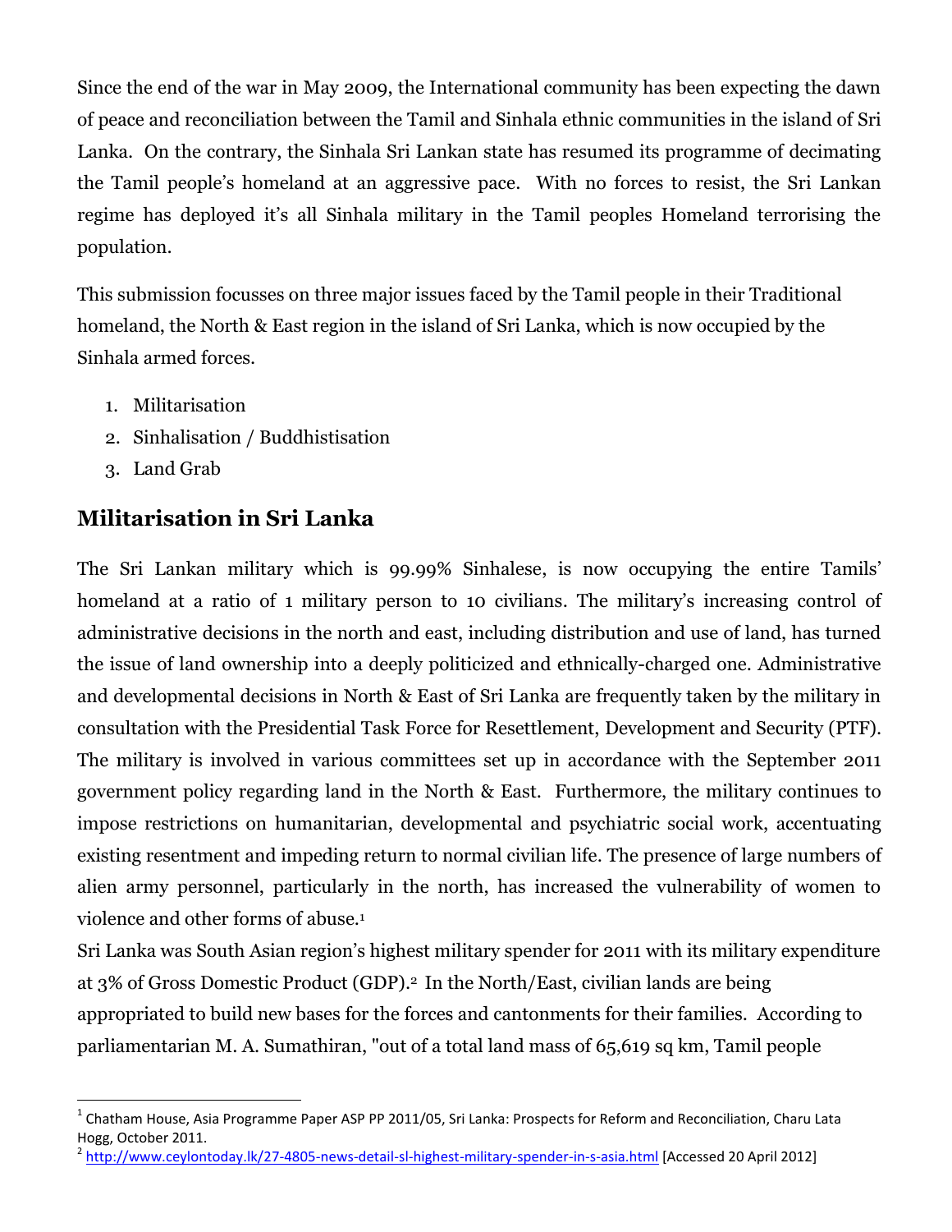Since the end of the war in May 2009, the International community has been expecting the dawn of peace and reconciliation between the Tamil and Sinhala ethnic communities in the island of Sri Lanka. On the contrary, the Sinhala Sri Lankan state has resumed its programme of decimating the Tamil people's homeland at an aggressive pace. With no forces to resist, the Sri Lankan regime has deployed it's all Sinhala military in the Tamil peoples Homeland terrorising the population.

This submission focusses on three major issues faced by the Tamil people in their Traditional homeland, the North & East region in the island of Sri Lanka, which is now occupied by the Sinhala armed forces.

1. Militarisation
2. Sinhalisation / Buddhistisation
3. Land Grab

## Militarisation in Sri Lanka

The Sri Lankan military which is 99.99% Sinhalese, is now occupying the entire Tamils' homeland at a ratio of 1 military person to 10 civilians. The military's increasing control of administrative decisions in the north and east, including distribution and use of land, has turned the issue of land ownership into a deeply politicized and ethnically-charged one. Administrative and developmental decisions in North & East of Sri Lanka are frequently taken by the military in consultation with the Presidential Task Force for Resettlement, Development and Security (PTF). The military is involved in various committees set up in accordance with the September 2011 government policy regarding land in the North & East. Furthermore, the military continues to impose restrictions on humanitarian, developmental and psychiatric social work, accentuating existing resentment and impeding return to normal civilian life. The presence of large numbers of alien army personnel, particularly in the north, has increased the vulnerability of women to violence and other forms of abuse.[1]

Sri Lanka was South Asian region's highest military spender for 2011 with its military expenditure at 3% of Gross Domestic Product (GDP).[2] In the North/East, civilian lands are being appropriated to build new bases for the forces and cantonments for their families. According to parliamentarian M. A. Sumathiran, "out of a total land mass of 65,619 sq km, Tamil people

---

[1] Chatham House, Asia Programme Paper ASP PP 2011/05, Sri Lanka: Prospects for Reform and Reconciliation, Charu Lata Hogg, October 2011.

[2] http://www.ceylontoday.lk/27-4805-news-detail-sl-highest-military-spender-in-s-asia.html [Accessed 20 April 2012]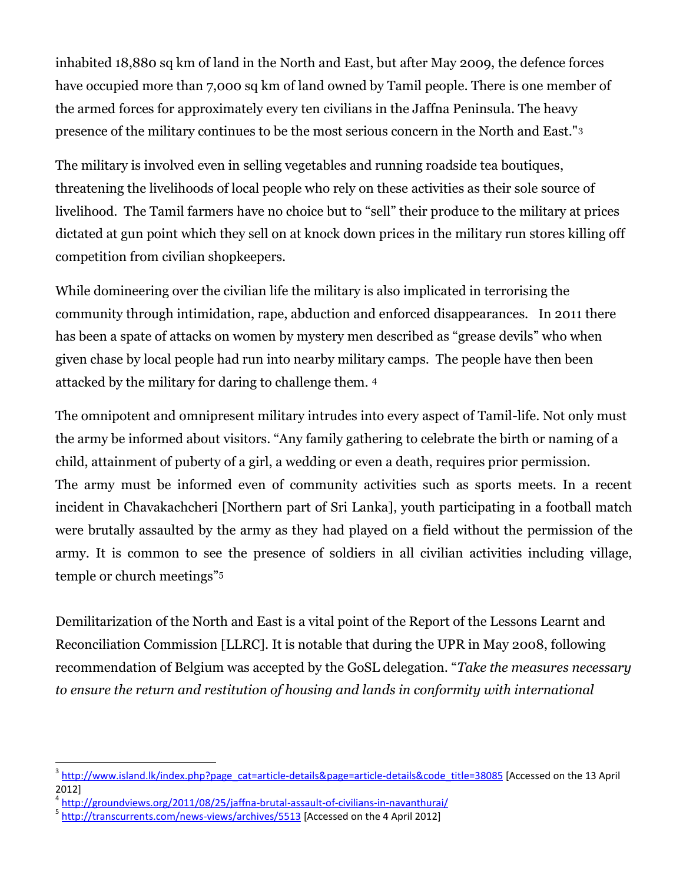inhabited 18,880 sq km of land in the North and East, but after May 2009, the defence forces have occupied more than 7,000 sq km of land owned by Tamil people. There is one member of the armed forces for approximately every ten civilians in the Jaffna Peninsula. The heavy presence of the military continues to be the most serious concern in the North and East."[3]

The military is involved even in selling vegetables and running roadside tea boutiques, threatening the livelihoods of local people who rely on these activities as their sole source of livelihood. The Tamil farmers have no choice but to "sell" their produce to the military at prices dictated at gun point which they sell on at knock down prices in the military run stores killing off competition from civilian shopkeepers.

While domineering over the civilian life the military is also implicated in terrorising the community through intimidation, rape, abduction and enforced disappearances. In 2011 there has been a spate of attacks on women by mystery men described as "grease devils" who when given chase by local people had run into nearby military camps. The people have then been attacked by the military for daring to challenge them. [4]

The omnipotent and omnipresent military intrudes into every aspect of Tamil-life. Not only must the army be informed about visitors. "Any family gathering to celebrate the birth or naming of a child, attainment of puberty of a girl, a wedding or even a death, requires prior permission. The army must be informed even of community activities such as sports meets. In a recent incident in Chavakachcheri [Northern part of Sri Lanka], youth participating in a football match were brutally assaulted by the army as they had played on a field without the permission of the army. It is common to see the presence of soldiers in all civilian activities including village, temple or church meetings"[5]

Demilitarization of the North and East is a vital point of the Report of the Lessons Learnt and Reconciliation Commission [LLRC]. It is notable that during the UPR in May 2008, following recommendation of Belgium was accepted by the GoSL delegation. "*Take the measures necessary to ensure the return and restitution of housing and lands in conformity with international*

---

[3] http://www.island.lk/index.php?page_cat=article-details&page=article-details&code_title=38085 [Accessed on the 13 April 2012]

[4] http://groundviews.org/2011/08/25/jaffna-brutal-assault-of-civilians-in-navanthurai/

[5] http://transcurrents.com/news-views/archives/5513 [Accessed on the 4 April 2012]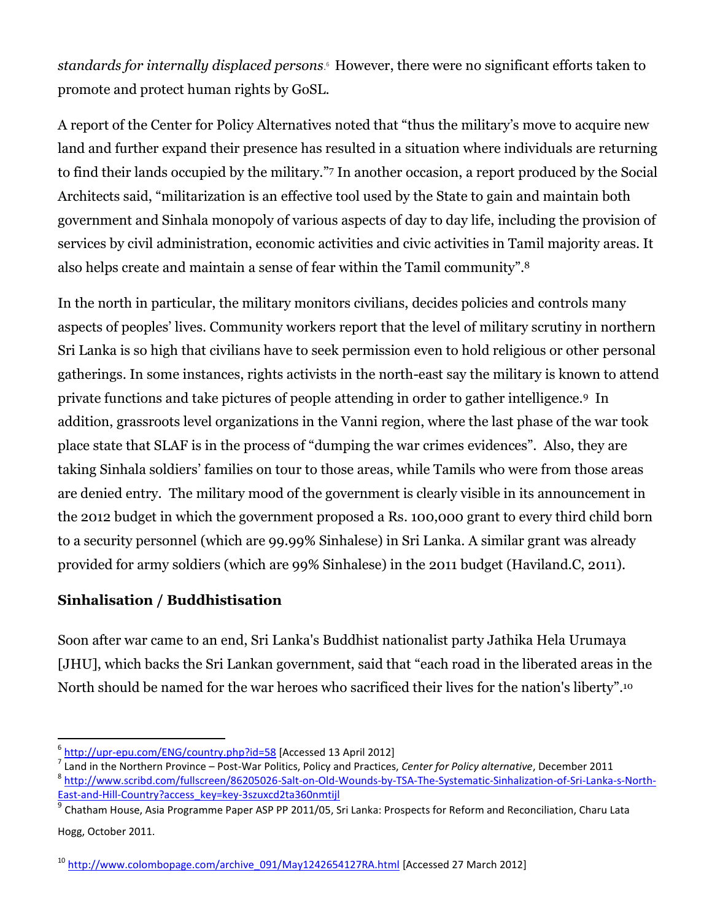*standards for internally displaced persons*.[6] However, there were no significant efforts taken to promote and protect human rights by GoSL.

A report of the Center for Policy Alternatives noted that "thus the military's move to acquire new land and further expand their presence has resulted in a situation where individuals are returning to find their lands occupied by the military."[7] In another occasion, a report produced by the Social Architects said, "militarization is an effective tool used by the State to gain and maintain both government and Sinhala monopoly of various aspects of day to day life, including the provision of services by civil administration, economic activities and civic activities in Tamil majority areas. It also helps create and maintain a sense of fear within the Tamil community".[8]

In the north in particular, the military monitors civilians, decides policies and controls many aspects of peoples' lives. Community workers report that the level of military scrutiny in northern Sri Lanka is so high that civilians have to seek permission even to hold religious or other personal gatherings. In some instances, rights activists in the north-east say the military is known to attend private functions and take pictures of people attending in order to gather intelligence.[9] In addition, grassroots level organizations in the Vanni region, where the last phase of the war took place state that SLAF is in the process of "dumping the war crimes evidences". Also, they are taking Sinhala soldiers' families on tour to those areas, while Tamils who were from those areas are denied entry. The military mood of the government is clearly visible in its announcement in the 2012 budget in which the government proposed a Rs. 100,000 grant to every third child born to a security personnel (which are 99.99% Sinhalese) in Sri Lanka. A similar grant was already provided for army soldiers (which are 99% Sinhalese) in the 2011 budget (Haviland.C, 2011).

## Sinhalisation / Buddhistisation

Soon after war came to an end, Sri Lanka's Buddhist nationalist party Jathika Hela Urumaya [JHU], which backs the Sri Lankan government, said that "each road in the liberated areas in the North should be named for the war heroes who sacrificed their lives for the nation's liberty".[10]

---

[6] http://upr-epu.com/ENG/country.php?id=58 [Accessed 13 April 2012]

[7] Land in the Northern Province – Post-War Politics, Policy and Practices, *Center for Policy alternative*, December 2011

[8] http://www.scribd.com/fullscreen/86205026-Salt-on-Old-Wounds-by-TSA-The-Systematic-Sinhalization-of-Sri-Lanka-s-North-East-and-Hill-Country?access_key=key-3szuxcd2ta360nmtijl

[9] Chatham House, Asia Programme Paper ASP PP 2011/05, Sri Lanka: Prospects for Reform and Reconciliation, Charu Lata Hogg, October 2011.

[10] http://www.colombopage.com/archive_091/May1242654127RA.html [Accessed 27 March 2012]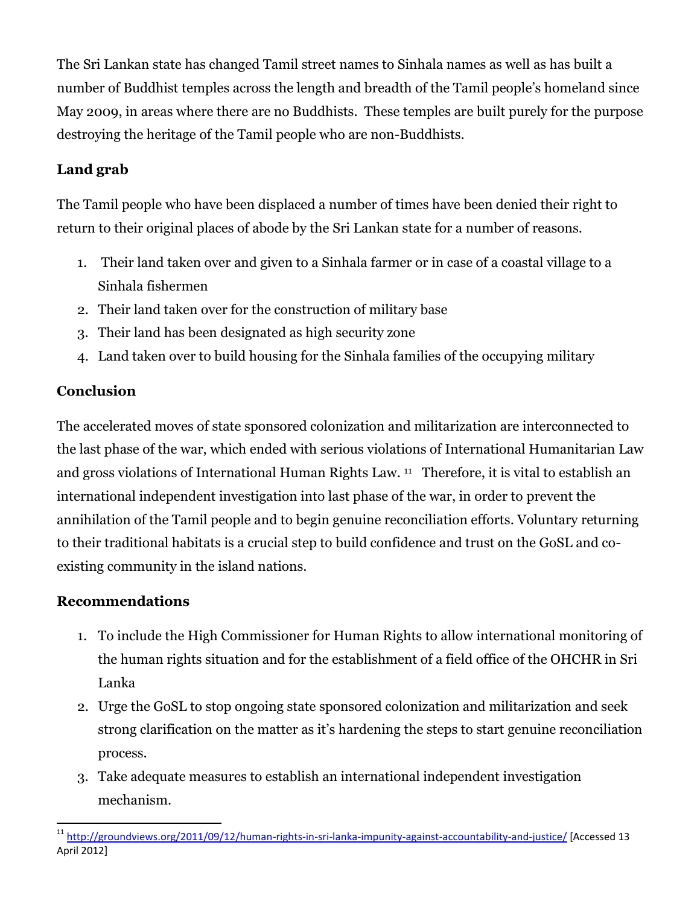The Sri Lankan state has changed Tamil street names to Sinhala names as well as has built a number of Buddhist temples across the length and breadth of the Tamil people's homeland since May 2009, in areas where there are no Buddhists. These temples are built purely for the purpose destroying the heritage of the Tamil people who are non-Buddhists.

**Land grab**

The Tamil people who have been displaced a number of times have been denied their right to return to their original places of abode by the Sri Lankan state for a number of reasons.

1. Their land taken over and given to a Sinhala farmer or in case of a coastal village to a Sinhala fishermen
2. Their land taken over for the construction of military base
3. Their land has been designated as high security zone
4. Land taken over to build housing for the Sinhala families of the occupying military

**Conclusion**

The accelerated moves of state sponsored colonization and militarization are interconnected to the last phase of the war, which ended with serious violations of International Humanitarian Law and gross violations of International Human Rights Law. [11] Therefore, it is vital to establish an international independent investigation into last phase of the war, in order to prevent the annihilation of the Tamil people and to begin genuine reconciliation efforts. Voluntary returning to their traditional habitats is a crucial step to build confidence and trust on the GoSL and co-existing community in the island nations.

**Recommendations**

1. To include the High Commissioner for Human Rights to allow international monitoring of the human rights situation and for the establishment of a field office of the OHCHR in Sri Lanka
2. Urge the GoSL to stop ongoing state sponsored colonization and militarization and seek strong clarification on the matter as it's hardening the steps to start genuine reconciliation process.
3. Take adequate measures to establish an international independent investigation mechanism.

---

[11] http://groundviews.org/2011/09/12/human-rights-in-sri-lanka-impunity-against-accountability-and-justice/ [Accessed 13 April 2012]